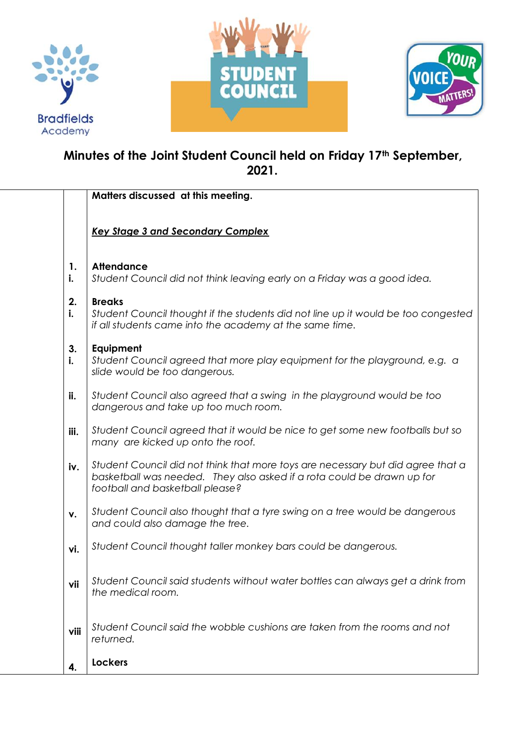Bradfields Academy

STUDENT COUNCIL

YOUR VOICE MATTERS!

# Minutes of the Joint Student Council held on Friday 17th September, 2021.

| | |
|---|---|
| | **Matters discussed at this meeting.** |
| | ***Key Stage 3 and Secondary Complex*** |
| **1.** | **Attendance** |
| **i.** | *Student Council did not think leaving early on a Friday was a good idea.* |
| **2.** | **Breaks** |
| **i.** | *Student Council thought if the students did not line up it would be too congested if all students came into the academy at the same time.* |
| **3.** | **Equipment** |
| **i.** | *Student Council agreed that more play equipment for the playground, e.g. a slide would be too dangerous.* |
| **ii.** | *Student Council also agreed that a swing in the playground would be too dangerous and take up too much room.* |
| **iii.** | *Student Council agreed that it would be nice to get some new footballs but so many are kicked up onto the roof.* |
| **iv.** | *Student Council did not think that more toys are necessary but did agree that a basketball was needed. They also asked if a rota could be drawn up for football and basketball please?* |
| **v.** | *Student Council also thought that a tyre swing on a tree would be dangerous and could also damage the tree.* |
| **vi.** | *Student Council thought taller monkey bars could be dangerous.* |
| **vii** | *Student Council said students without water bottles can always get a drink from the medical room.* |
| **viii** | *Student Council said the wobble cushions are taken from the rooms and not returned.* |
| **4.** | **Lockers** |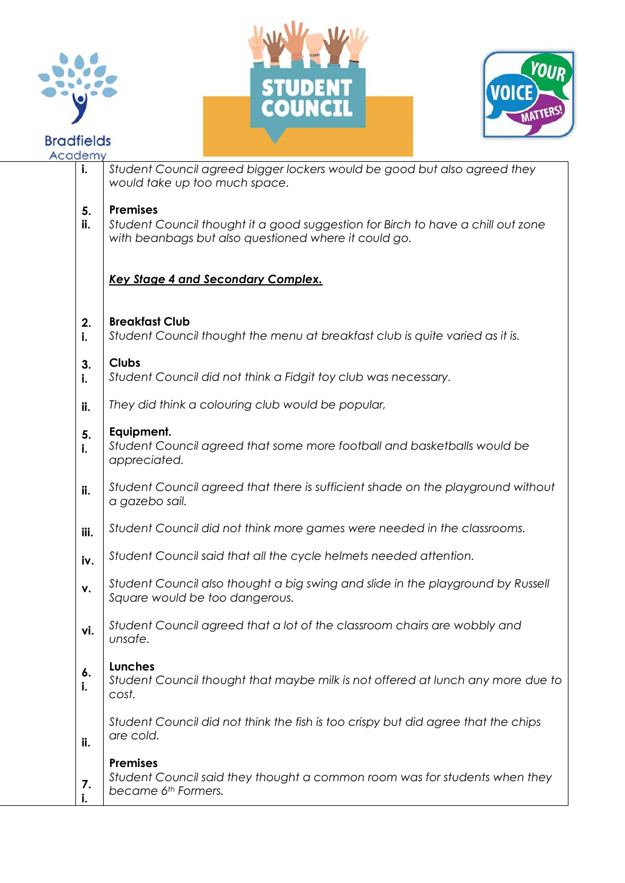| | | |
|---|---|---|
| | i. | *Student Council agreed bigger lockers would be good but also agreed they would take up too much space.* |
| | 5. ii. | **Premises** *Student Council thought it a good suggestion for Birch to have a chill out zone with beanbags but also questioned where it could go.* |
| | | ***Key Stage 4 and Secondary Complex.*** |
| | 2. i. | **Breakfast Club** *Student Council thought the menu at breakfast club is quite varied as it is.* |
| | 3. i. | **Clubs** *Student Council did not think a Fidgit toy club was necessary.* |
| | ii. | *They did think a colouring club would be popular,* |
| | 5. i. | **Equipment.** *Student Council agreed that some more football and basketballs would be appreciated.* |
| | ii. | *Student Council agreed that there is sufficient shade on the playground without a gazebo sail.* |
| | iii. | *Student Council did not think more games were needed in the classrooms.* |
| | iv. | *Student Council said that all the cycle helmets needed attention.* |
| | v. | *Student Council also thought a big swing and slide in the playground by Russell Square would be too dangerous.* |
| | vi. | *Student Council agreed that a lot of the classroom chairs are wobbly and unsafe.* |
| | 6. i. | **Lunches** *Student Council thought that maybe milk is not offered at lunch any more due to cost.* |
| | ii. | *Student Council did not think the fish is too crispy but did agree that the chips are cold.* |
| | 7. i. | **Premises** *Student Council said they thought a common room was for students when they became 6th Formers.* |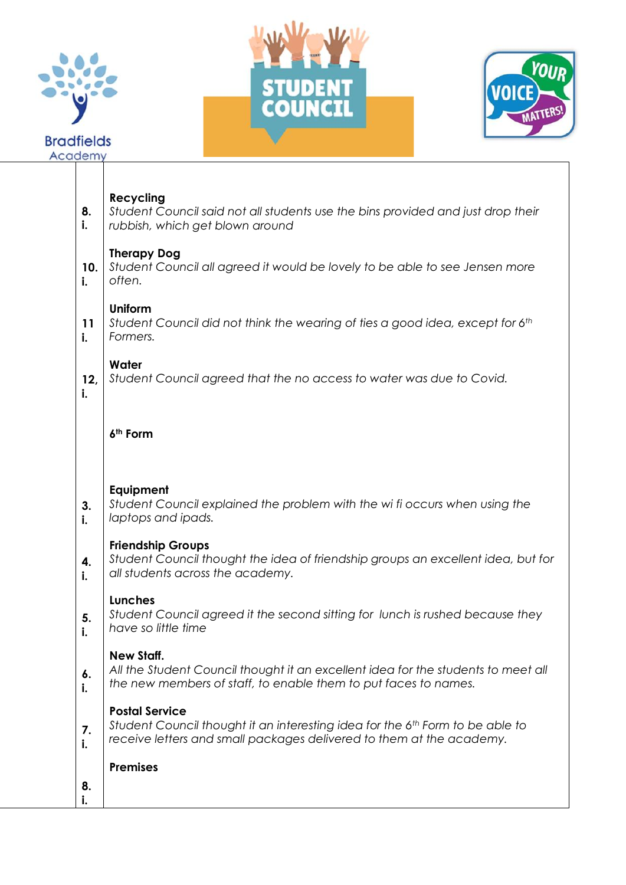| | |
|---|---|
| 8. i. | **Recycling**<br>*Student Council said not all students use the bins provided and just drop their rubbish, which get blown around* |
| 10. i. | **Therapy Dog**<br>*Student Council all agreed it would be lovely to be able to see Jensen more often.* |
| 11 i. | **Uniform**<br>*Student Council did not think the wearing of ties a good idea, except for 6th Formers.* |
| 12, i. | **Water**<br>*Student Council agreed that the no access to water was due to Covid.* |
| | **6th Form** |
| 3. i. | **Equipment**<br>*Student Council explained the problem with the wi fi occurs when using the laptops and ipads.* |
| 4. i. | **Friendship Groups**<br>*Student Council thought the idea of friendship groups an excellent idea, but for all students across the academy.* |
| 5. i. | **Lunches**<br>*Student Council agreed it the second sitting for lunch is rushed because they have so little time* |
| 6. i. | **New Staff.**<br>*All the Student Council thought it an excellent idea for the students to meet all the new members of staff, to enable them to put faces to names.* |
| 7. i. | **Postal Service**<br>*Student Council thought it an interesting idea for the 6th Form to be able to receive letters and small packages delivered to them at the academy.* |
| 8. i. | **Premises** |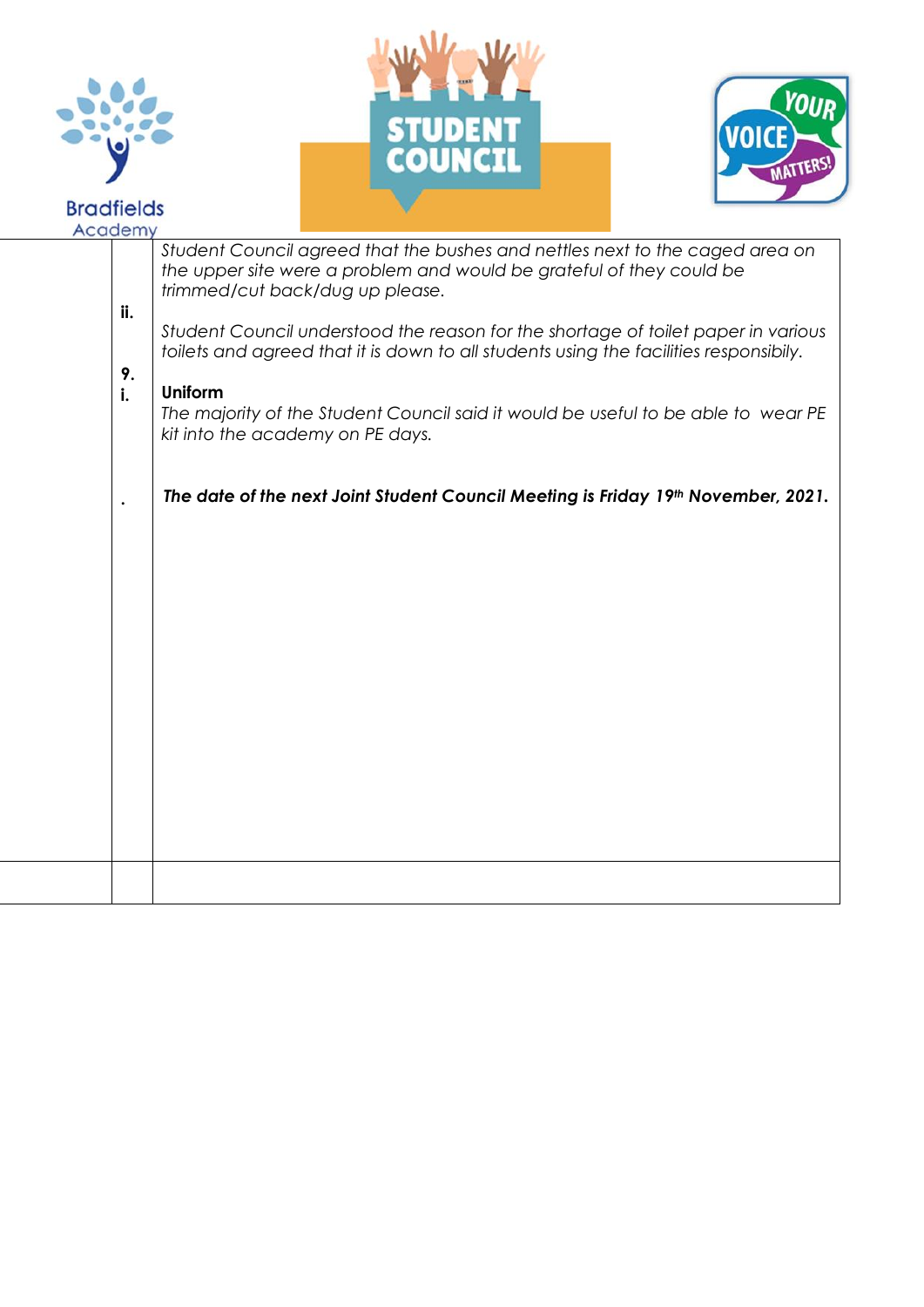| | | |
|---|---|---|
| | ii. | *Student Council agreed that the bushes and nettles next to the caged area on the upper site were a problem and would be grateful of they could be trimmed/cut back/dug up please.*<br><br>*Student Council understood the reason for the shortage of toilet paper in various toilets and agreed that it is down to all students using the facilities responsibily.* |
| | 9.<br>i. | **Uniform**<br>*The majority of the Student Council said it would be useful to be able to wear PE kit into the academy on PE days.* |
| | . | ***The date of the next Joint Student Council Meeting is Friday 19th November, 2021.*** |
| | | |